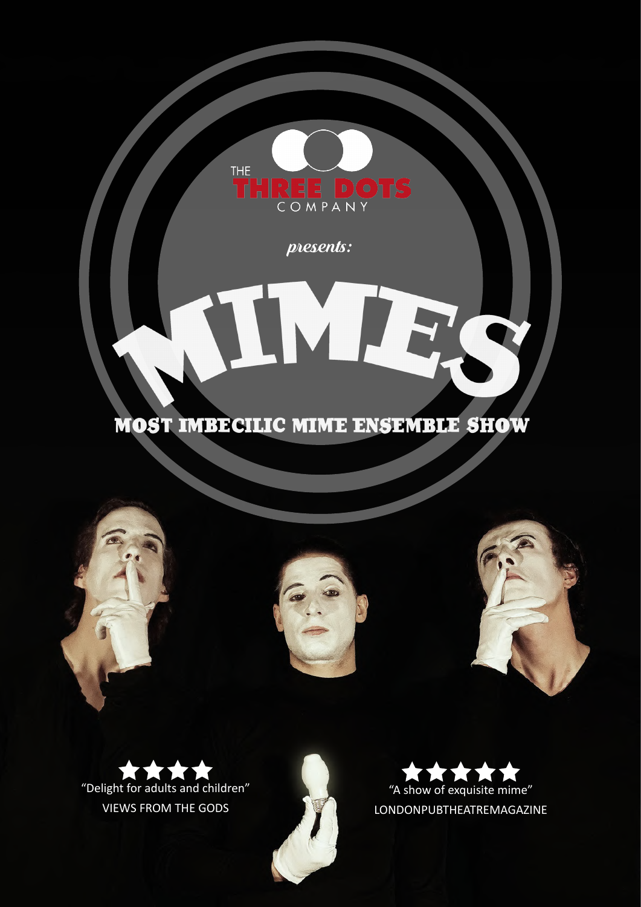THE **THREE DOTS** COMPANY

*presents:*

# MIMES

## MOST IMBECILIC MIME ENSEMBLE SHOW

★★★★
"Delight for adults and children"
VIEWS FROM THE GODS

★★★★★
"A show of exquisite mime"
LONDONPUBTHEATREMAGAZINE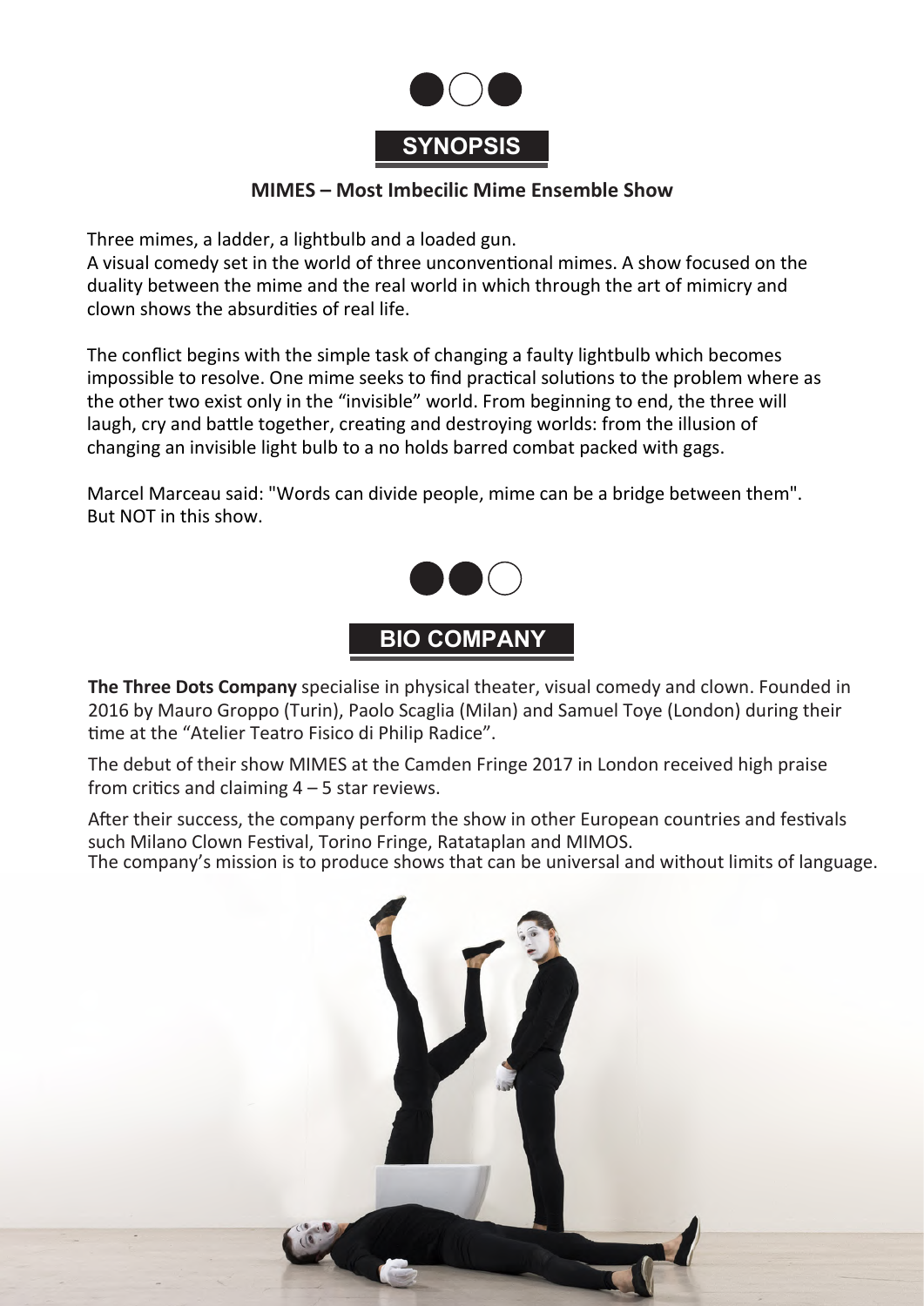## SYNOPSIS

**MIMES – Most Imbecilic Mime Ensemble Show**

Three mimes, a ladder, a lightbulb and a loaded gun.
A visual comedy set in the world of three unconventional mimes. A show focused on the duality between the mime and the real world in which through the art of mimicry and clown shows the absurdities of real life.

The conflict begins with the simple task of changing a faulty lightbulb which becomes impossible to resolve. One mime seeks to find practical solutions to the problem where as the other two exist only in the "invisible" world. From beginning to end, the three will laugh, cry and battle together, creating and destroying worlds: from the illusion of changing an invisible light bulb to a no holds barred combat packed with gags.

Marcel Marceau said: "Words can divide people, mime can be a bridge between them". But NOT in this show.

## BIO COMPANY

**The Three Dots Company** specialise in physical theater, visual comedy and clown. Founded in 2016 by Mauro Groppo (Turin), Paolo Scaglia (Milan) and Samuel Toye (London) during their time at the "Atelier Teatro Fisico di Philip Radice".

The debut of their show MIMES at the Camden Fringe 2017 in London received high praise from critics and claiming 4 – 5 star reviews.

After their success, the company perform the show in other European countries and festivals such Milano Clown Festival, Torino Fringe, Ratataplan and MIMOS.
The company's mission is to produce shows that can be universal and without limits of language.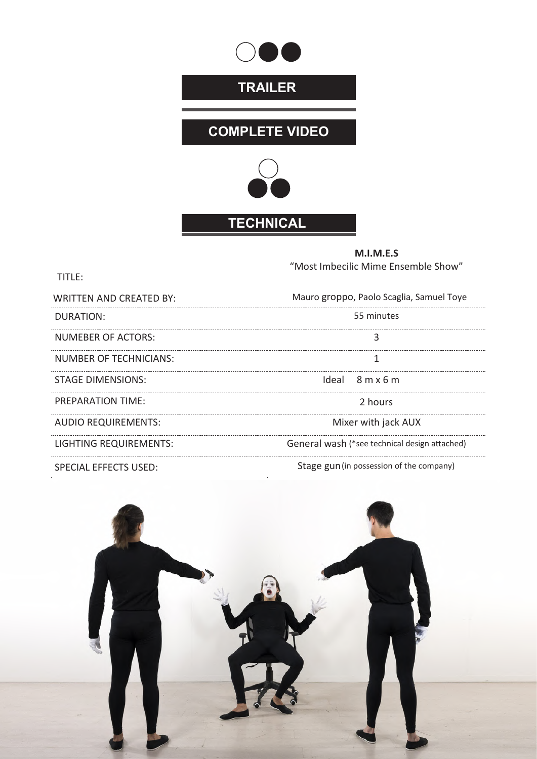## TRAILER

## COMPLETE VIDEO

## TECHNICAL

| | |
|---|---|
| TITLE: | **M.I.M.E.S** “Most Imbecilic Mime Ensemble Show” |
| WRITTEN AND CREATED BY: | Mauro groppo, Paolo Scaglia, Samuel Toye |
| DURATION: | 55 minutes |
| NUMEBER OF ACTORS: | 3 |
| NUMBER OF TECHNICIANS: | 1 |
| STAGE DIMENSIONS: | Ideal 8 m x 6 m |
| PREPARATION TIME: | 2 hours |
| AUDIO REQUIREMENTS: | Mixer with jack AUX |
| LIGHTING REQUIREMENTS: | General wash (*see technical design attached) |
| SPECIAL EFFECTS USED: | Stage gun (in possession of the company) |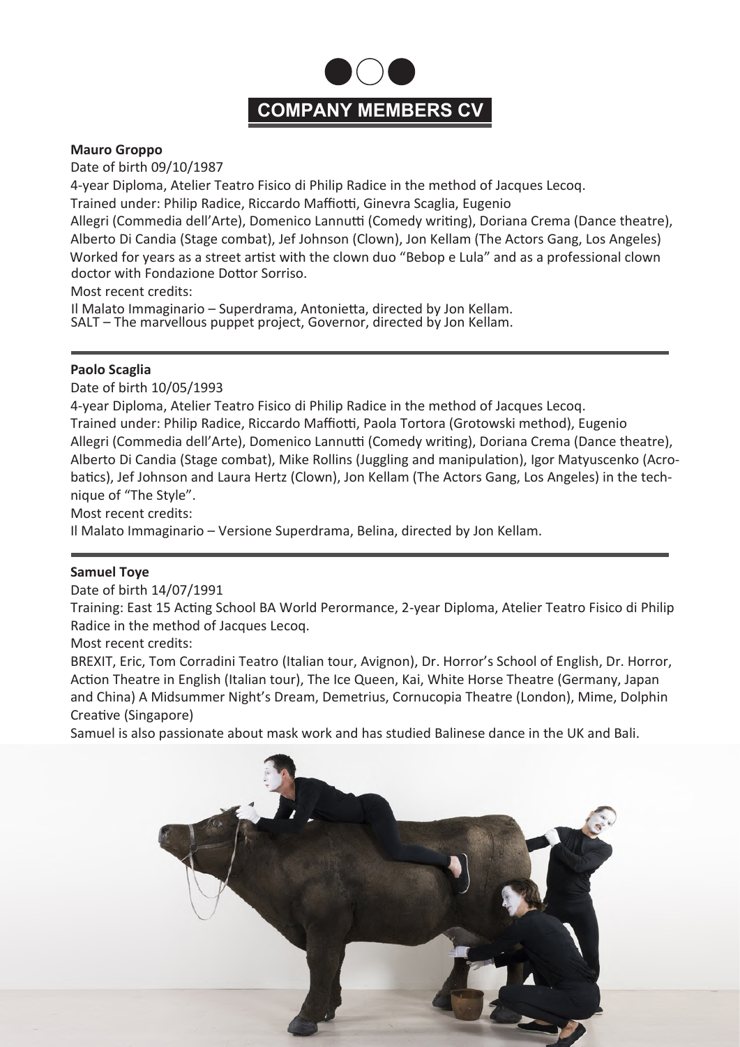## COMPANY MEMBERS CV

**Mauro Groppo**

Date of birth 09/10/1987

4-year Diploma, Atelier Teatro Fisico di Philip Radice in the method of Jacques Lecoq.

Trained under: Philip Radice, Riccardo Maffiotti, Ginevra Scaglia, Eugenio Allegri (Commedia dell'Arte), Domenico Lannutti (Comedy writing), Doriana Crema (Dance theatre), Alberto Di Candia (Stage combat), Jef Johnson (Clown), Jon Kellam (The Actors Gang, Los Angeles)

Worked for years as a street artist with the clown duo "Bebop e Lula" and as a professional clown doctor with Fondazione Dottor Sorriso.

Most recent credits:

Il Malato Immaginario – Superdrama, Antonietta, directed by Jon Kellam.
SALT – The marvellous puppet project, Governor, directed by Jon Kellam.

---

**Paolo Scaglia**

Date of birth 10/05/1993

4-year Diploma, Atelier Teatro Fisico di Philip Radice in the method of Jacques Lecoq.

Trained under: Philip Radice, Riccardo Maffiotti, Paola Tortora (Grotowski method), Eugenio Allegri (Commedia dell'Arte), Domenico Lannutti (Comedy writing), Doriana Crema (Dance theatre), Alberto Di Candia (Stage combat), Mike Rollins (Juggling and manipulation), Igor Matyuscenko (Acrobatics), Jef Johnson and Laura Hertz (Clown), Jon Kellam (The Actors Gang, Los Angeles) in the technique of "The Style".

Most recent credits:

Il Malato Immaginario – Versione Superdrama, Belina, directed by Jon Kellam.

---

**Samuel Toye**

Date of birth 14/07/1991

Training: East 15 Acting School BA World Perormance, 2-year Diploma, Atelier Teatro Fisico di Philip Radice in the method of Jacques Lecoq.

Most recent credits:

BREXIT, Eric, Tom Corradini Teatro (Italian tour, Avignon), Dr. Horror's School of English, Dr. Horror, Action Theatre in English (Italian tour), The Ice Queen, Kai, White Horse Theatre (Germany, Japan and China) A Midsummer Night's Dream, Demetrius, Cornucopia Theatre (London), Mime, Dolphin Creative (Singapore)

Samuel is also passionate about mask work and has studied Balinese dance in the UK and Bali.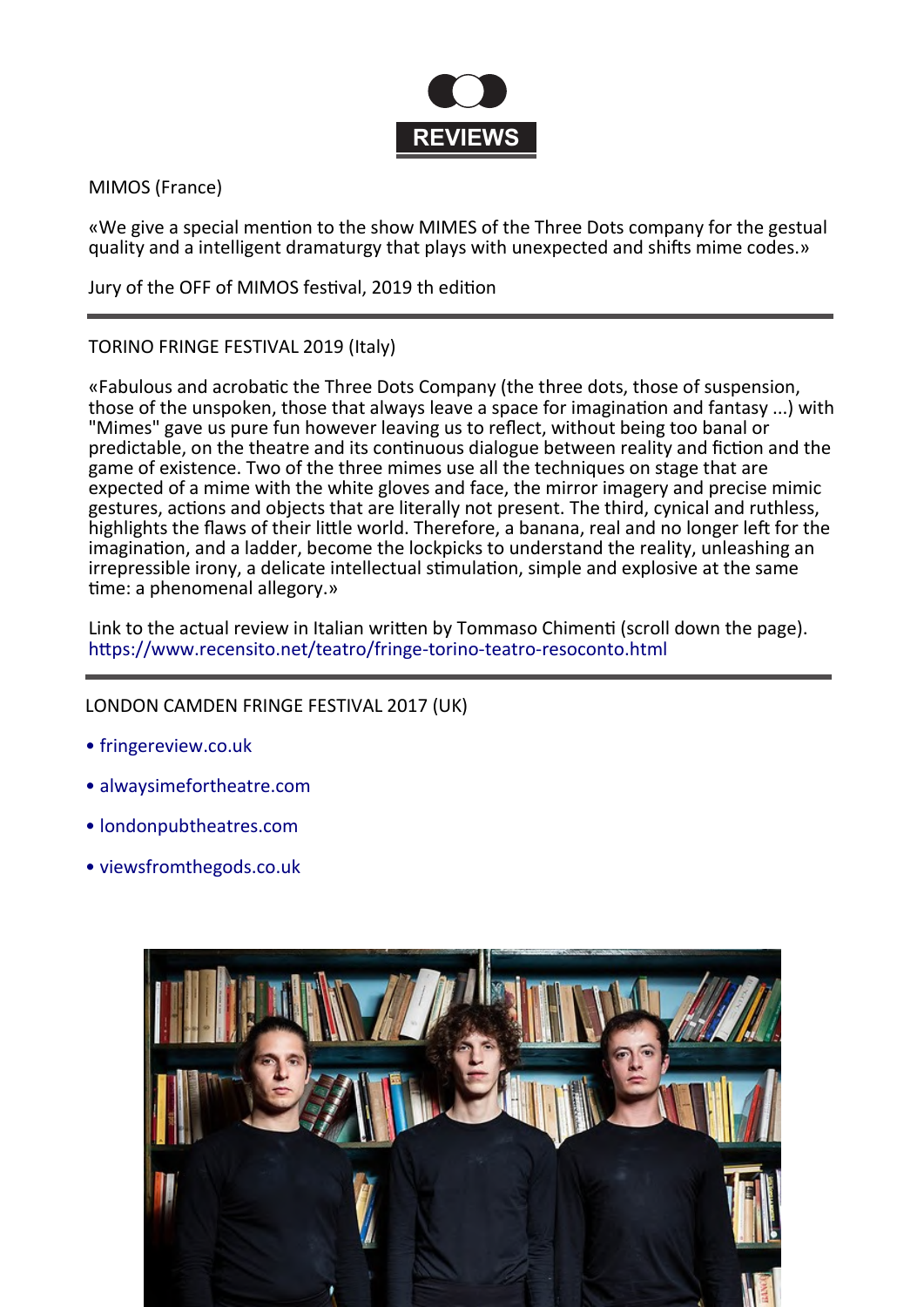# REVIEWS

MIMOS (France)

«We give a special mention to the show MIMES of the Three Dots company for the gestual quality and a intelligent dramaturgy that plays with unexpected and shifts mime codes.»

Jury of the OFF of MIMOS festival, 2019 th edition

---

TORINO FRINGE FESTIVAL 2019 (Italy)

«Fabulous and acrobatic the Three Dots Company (the three dots, those of suspension, those of the unspoken, those that always leave a space for imagination and fantasy ...) with "Mimes" gave us pure fun however leaving us to reflect, without being too banal or predictable, on the theatre and its continuous dialogue between reality and fiction and the game of existence. Two of the three mimes use all the techniques on stage that are expected of a mime with the white gloves and face, the mirror imagery and precise mimic gestures, actions and objects that are literally not present. The third, cynical and ruthless, highlights the flaws of their little world. Therefore, a banana, real and no longer left for the imagination, and a ladder, become the lockpicks to understand the reality, unleashing an irrepressible irony, a delicate intellectual stimulation, simple and explosive at the same time: a phenomenal allegory.»

Link to the actual review in Italian written by Tommaso Chimenti (scroll down the page).
https://www.recensito.net/teatro/fringe-torino-teatro-resoconto.html

---

LONDON CAMDEN FRINGE FESTIVAL 2017 (UK)

- fringereview.co.uk
- alwaysimefortheatre.com
- londonpubtheatres.com
- viewsfromthegods.co.uk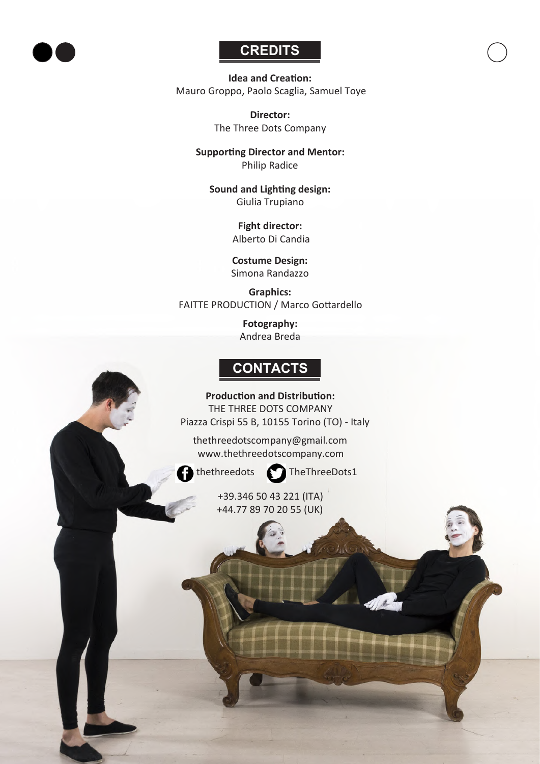## CREDITS

**Idea and Creation:**
Mauro Groppo, Paolo Scaglia, Samuel Toye

**Director:**
The Three Dots Company

**Supporting Director and Mentor:**
Philip Radice

**Sound and Lighting design:**
Giulia Trupiano

**Fight director:**
Alberto Di Candia

**Costume Design:**
Simona Randazzo

**Graphics:**
FAITTE PRODUCTION / Marco Gottardello

**Fotography:**
Andrea Breda

## CONTACTS

**Production and Distribution:**
THE THREE DOTS COMPANY
Piazza Crispi 55 B, 10155 Torino (TO) - Italy

thethreedotscompany@gmail.com
www.thethreedotscompany.com

thethreedots TheThreeDots1

+39.346 50 43 221 (ITA)
+44.77 89 70 20 55 (UK)